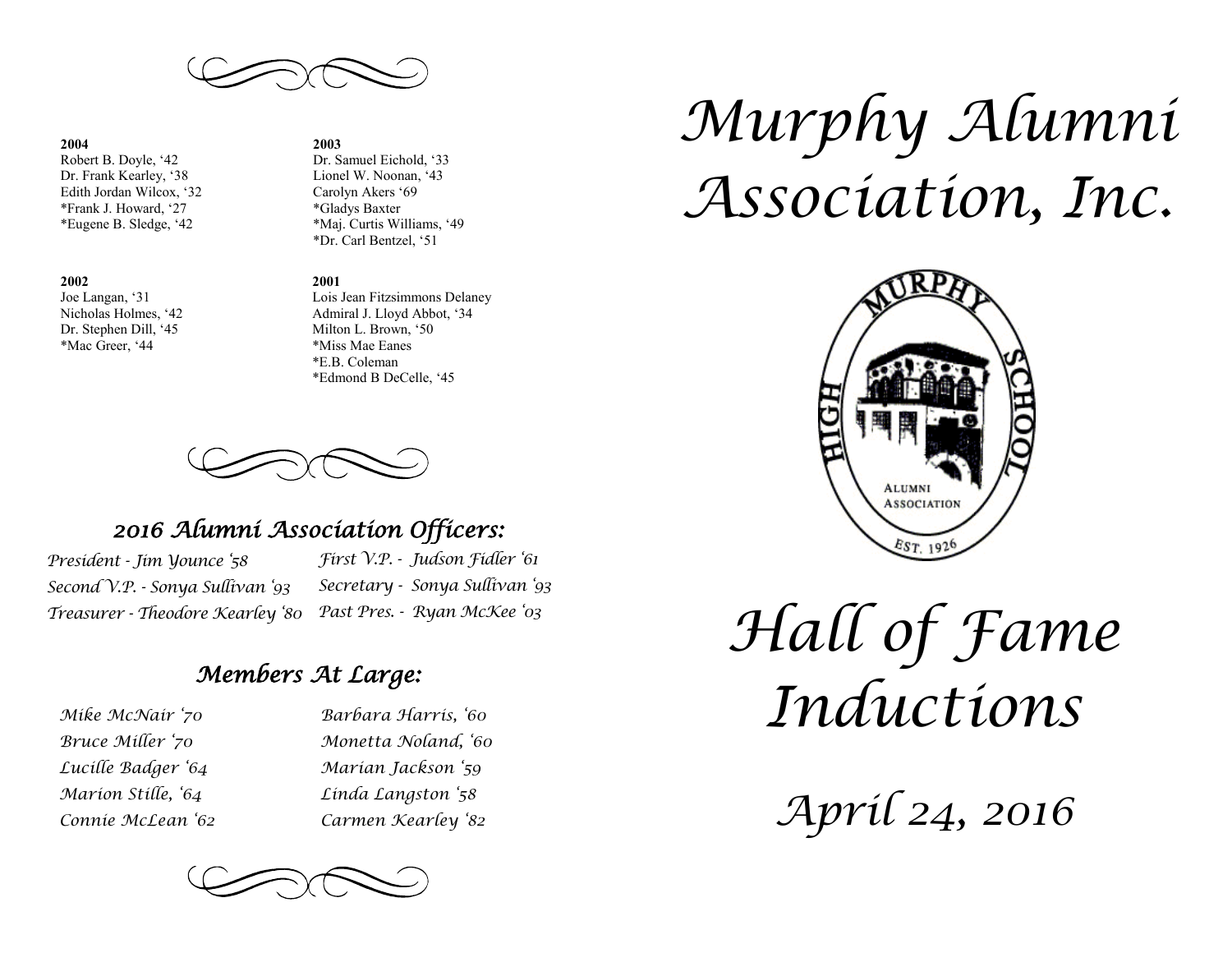**2004**
Robert B. Doyle, '42
Dr. Frank Kearley, '38
Edith Jordan Wilcox, '32
*Frank J. Howard, '27
*Eugene B. Sledge, '42

**2003**
Dr. Samuel Eichold, '33
Lionel W. Noonan, '43
Carolyn Akers '69
*Gladys Baxter
*Maj. Curtis Williams, '49
*Dr. Carl Bentzel, '51

**2002**
Joe Langan, '31
Nicholas Holmes, '42
Dr. Stephen Dill, '45
*Mac Greer, '44

**2001**
Lois Jean Fitzsimmons Delaney
Admiral J. Lloyd Abbot, '34
Milton L. Brown, '50
*Miss Mae Eanes
*E.B. Coleman
*Edmond B DeCelle, '45

## *2016 Alumni Association Officers:*

*President - Jim Younce '58*
*First V.P. - Judson Fidler '61*
*Second V.P. - Sonya Sullivan '93*
*Secretary - Sonya Sullivan '93*
*Treasurer - Theodore Kearley '80*
*Past Pres. - Ryan McKee '03*

## *Members At Large:*

*Mike McNair '70*
*Bruce Miller '70*
*Lucille Badger '64*
*Marion Stille, '64*
*Connie McLean '62*
*Barbara Harris, '60*
*Monetta Noland, '60*
*Marian Jackson '59*
*Linda Langston '58*
*Carmen Kearley '82*

# *Murphy Alumni Association, Inc.*

MURPHY HIGH SCHOOL
ALUMNI ASSOCIATION
EST. 1926

# *Hall of Fame Inductions*

## *April 24, 2016*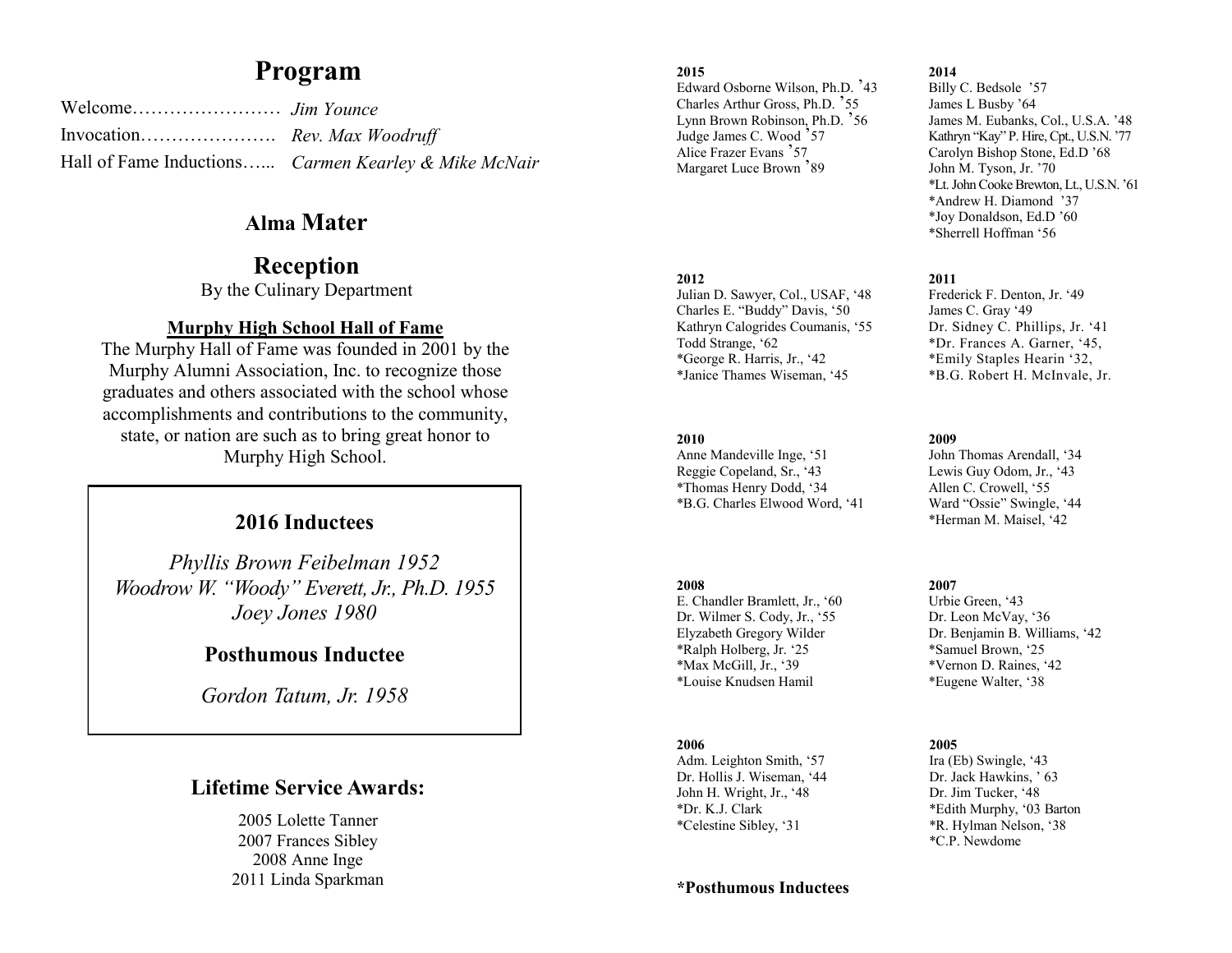# Program

Welcome…………………… *Jim Younce*

Invocation…………………. *Rev. Max Woodruff*

Hall of Fame Inductions…... *Carmen Kearley & Mike McNair*

## Alma Mater

## Reception

By the Culinary Department

**Murphy High School Hall of Fame**

The Murphy Hall of Fame was founded in 2001 by the Murphy Alumni Association, Inc. to recognize those graduates and others associated with the school whose accomplishments and contributions to the community, state, or nation are such as to bring great honor to Murphy High School.

### 2016 Inductees

*Phyllis Brown Feibelman 1952*
*Woodrow W. "Woody" Everett, Jr., Ph.D. 1955*
*Joey Jones 1980*

### Posthumous Inductee

*Gordon Tatum, Jr. 1958*

### Lifetime Service Awards:

2005 Lolette Tanner
2007 Frances Sibley
2008 Anne Inge
2011 Linda Sparkman

**2015**
Edward Osborne Wilson, Ph.D. '43
Charles Arthur Gross, Ph.D. '55
Lynn Brown Robinson, Ph.D. '56
Judge James C. Wood '57
Alice Frazer Evans '57
Margaret Luce Brown '89

**2014**
Billy C. Bedsole '57
James L Busby '64
James M. Eubanks, Col., U.S.A. '48
Kathryn "Kay" P. Hire, Cpt., U.S.N. '77
Carolyn Bishop Stone, Ed.D '68
John M. Tyson, Jr. '70
*Lt. John Cooke Brewton, Lt., U.S.N. '61
*Andrew H. Diamond '37
*Joy Donaldson, Ed.D '60
*Sherrell Hoffman '56

**2012**
Julian D. Sawyer, Col., USAF, '48
Charles E. "Buddy" Davis, '50
Kathryn Calogrides Coumanis, '55
Todd Strange, '62
*George R. Harris, Jr., '42
*Janice Thames Wiseman, '45

**2011**
Frederick F. Denton, Jr. '49
James C. Gray '49
Dr. Sidney C. Phillips, Jr. '41
*Dr. Frances A. Garner, '45,
*Emily Staples Hearin '32,
*B.G. Robert H. McInvale, Jr.

**2010**
Anne Mandeville Inge, '51
Reggie Copeland, Sr., '43
*Thomas Henry Dodd, '34
*B.G. Charles Elwood Word, '41

**2009**
John Thomas Arendall, '34
Lewis Guy Odom, Jr., '43
Allen C. Crowell, '55
Ward "Ossie" Swingle, '44
*Herman M. Maisel, '42

**2008**
E. Chandler Bramlett, Jr., '60
Dr. Wilmer S. Cody, Jr., '55
Elyzabeth Gregory Wilder
*Ralph Holberg, Jr. '25
*Max McGill, Jr., '39
*Louise Knudsen Hamil

**2007**
Urbie Green, '43
Dr. Leon McVay, '36
Dr. Benjamin B. Williams, '42
*Samuel Brown, '25
*Vernon D. Raines, '42
*Eugene Walter, '38

**2006**
Adm. Leighton Smith, '57
Dr. Hollis J. Wiseman, '44
John H. Wright, Jr., '48
*Dr. K.J. Clark
*Celestine Sibley, '31

**2005**
Ira (Eb) Swingle, '43
Dr. Jack Hawkins, ' 63
Dr. Jim Tucker, '48
*Edith Murphy, '03 Barton
*R. Hylman Nelson, '38
*C.P. Newdome

**\*Posthumous Inductees**